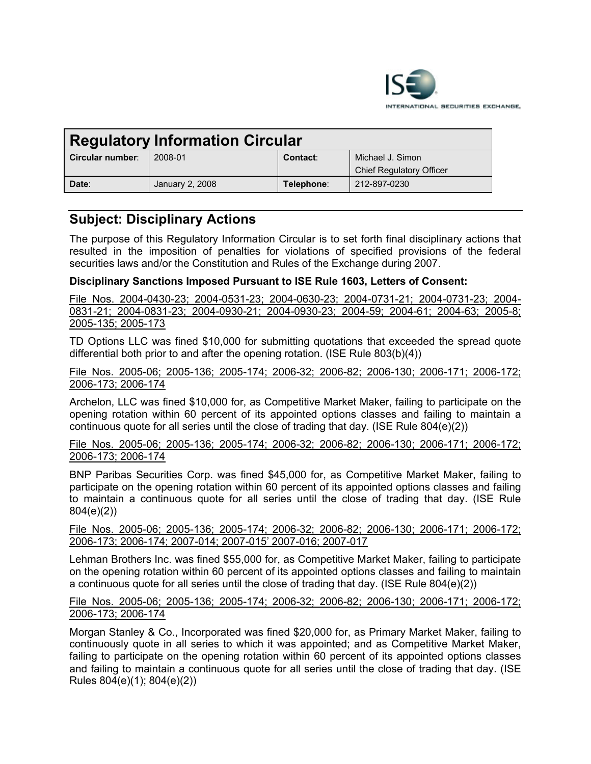ISE INTERNATIONAL SECURITIES EXCHANGE

| Regulatory Information Circular | | | |
|---|---|---|---|
| **Circular number**: | 2008-01 | **Contact**: | Michael J. Simon<br>Chief Regulatory Officer |
| **Date**: | January 2, 2008 | **Telephone**: | 212-897-0230 |

## Subject: Disciplinary Actions

The purpose of this Regulatory Information Circular is to set forth final disciplinary actions that resulted in the imposition of penalties for violations of specified provisions of the federal securities laws and/or the Constitution and Rules of the Exchange during 2007.

**Disciplinary Sanctions Imposed Pursuant to ISE Rule 1603, Letters of Consent:**

<u>File Nos. 2004-0430-23; 2004-0531-23; 2004-0630-23; 2004-0731-21; 2004-0731-23; 2004-0831-21; 2004-0831-23; 2004-0930-21; 2004-0930-23; 2004-59; 2004-61; 2004-63; 2005-8; 2005-135; 2005-173</u>

TD Options LLC was fined $10,000 for submitting quotations that exceeded the spread quote differential both prior to and after the opening rotation. (ISE Rule 803(b)(4))

<u>File Nos. 2005-06; 2005-136; 2005-174; 2006-32; 2006-82; 2006-130; 2006-171; 2006-172; 2006-173; 2006-174</u>

Archelon, LLC was fined $10,000 for, as Competitive Market Maker, failing to participate on the opening rotation within 60 percent of its appointed options classes and failing to maintain a continuous quote for all series until the close of trading that day. (ISE Rule 804(e)(2))

<u>File Nos. 2005-06; 2005-136; 2005-174; 2006-32; 2006-82; 2006-130; 2006-171; 2006-172; 2006-173; 2006-174</u>

BNP Paribas Securities Corp. was fined $45,000 for, as Competitive Market Maker, failing to participate on the opening rotation within 60 percent of its appointed options classes and failing to maintain a continuous quote for all series until the close of trading that day. (ISE Rule 804(e)(2))

<u>File Nos. 2005-06; 2005-136; 2005-174; 2006-32; 2006-82; 2006-130; 2006-171; 2006-172; 2006-173; 2006-174; 2007-014; 2007-015' 2007-016; 2007-017</u>

Lehman Brothers Inc. was fined $55,000 for, as Competitive Market Maker, failing to participate on the opening rotation within 60 percent of its appointed options classes and failing to maintain a continuous quote for all series until the close of trading that day. (ISE Rule 804(e)(2))

<u>File Nos. 2005-06; 2005-136; 2005-174; 2006-32; 2006-82; 2006-130; 2006-171; 2006-172; 2006-173; 2006-174</u>

Morgan Stanley & Co., Incorporated was fined $20,000 for, as Primary Market Maker, failing to continuously quote in all series to which it was appointed; and as Competitive Market Maker, failing to participate on the opening rotation within 60 percent of its appointed options classes and failing to maintain a continuous quote for all series until the close of trading that day. (ISE Rules 804(e)(1); 804(e)(2))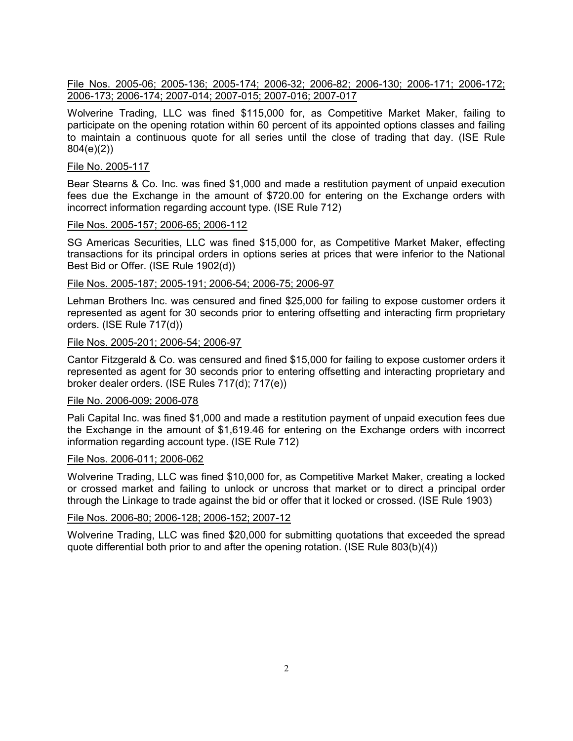File Nos. 2005-06; 2005-136; 2005-174; 2006-32; 2006-82; 2006-130; 2006-171; 2006-172; 2006-173; 2006-174; 2007-014; 2007-015; 2007-016; 2007-017

Wolverine Trading, LLC was fined $115,000 for, as Competitive Market Maker, failing to participate on the opening rotation within 60 percent of its appointed options classes and failing to maintain a continuous quote for all series until the close of trading that day. (ISE Rule 804(e)(2))

File No. 2005-117

Bear Stearns & Co. Inc. was fined $1,000 and made a restitution payment of unpaid execution fees due the Exchange in the amount of $720.00 for entering on the Exchange orders with incorrect information regarding account type. (ISE Rule 712)

File Nos. 2005-157; 2006-65; 2006-112

SG Americas Securities, LLC was fined $15,000 for, as Competitive Market Maker, effecting transactions for its principal orders in options series at prices that were inferior to the National Best Bid or Offer. (ISE Rule 1902(d))

File Nos. 2005-187; 2005-191; 2006-54; 2006-75; 2006-97

Lehman Brothers Inc. was censured and fined $25,000 for failing to expose customer orders it represented as agent for 30 seconds prior to entering offsetting and interacting firm proprietary orders. (ISE Rule 717(d))

File Nos. 2005-201; 2006-54; 2006-97

Cantor Fitzgerald & Co. was censured and fined $15,000 for failing to expose customer orders it represented as agent for 30 seconds prior to entering offsetting and interacting proprietary and broker dealer orders. (ISE Rules 717(d); 717(e))

File No. 2006-009; 2006-078

Pali Capital Inc. was fined $1,000 and made a restitution payment of unpaid execution fees due the Exchange in the amount of $1,619.46 for entering on the Exchange orders with incorrect information regarding account type. (ISE Rule 712)

File Nos. 2006-011; 2006-062

Wolverine Trading, LLC was fined $10,000 for, as Competitive Market Maker, creating a locked or crossed market and failing to unlock or uncross that market or to direct a principal order through the Linkage to trade against the bid or offer that it locked or crossed. (ISE Rule 1903)

File Nos. 2006-80; 2006-128; 2006-152; 2007-12

Wolverine Trading, LLC was fined $20,000 for submitting quotations that exceeded the spread quote differential both prior to and after the opening rotation. (ISE Rule 803(b)(4))